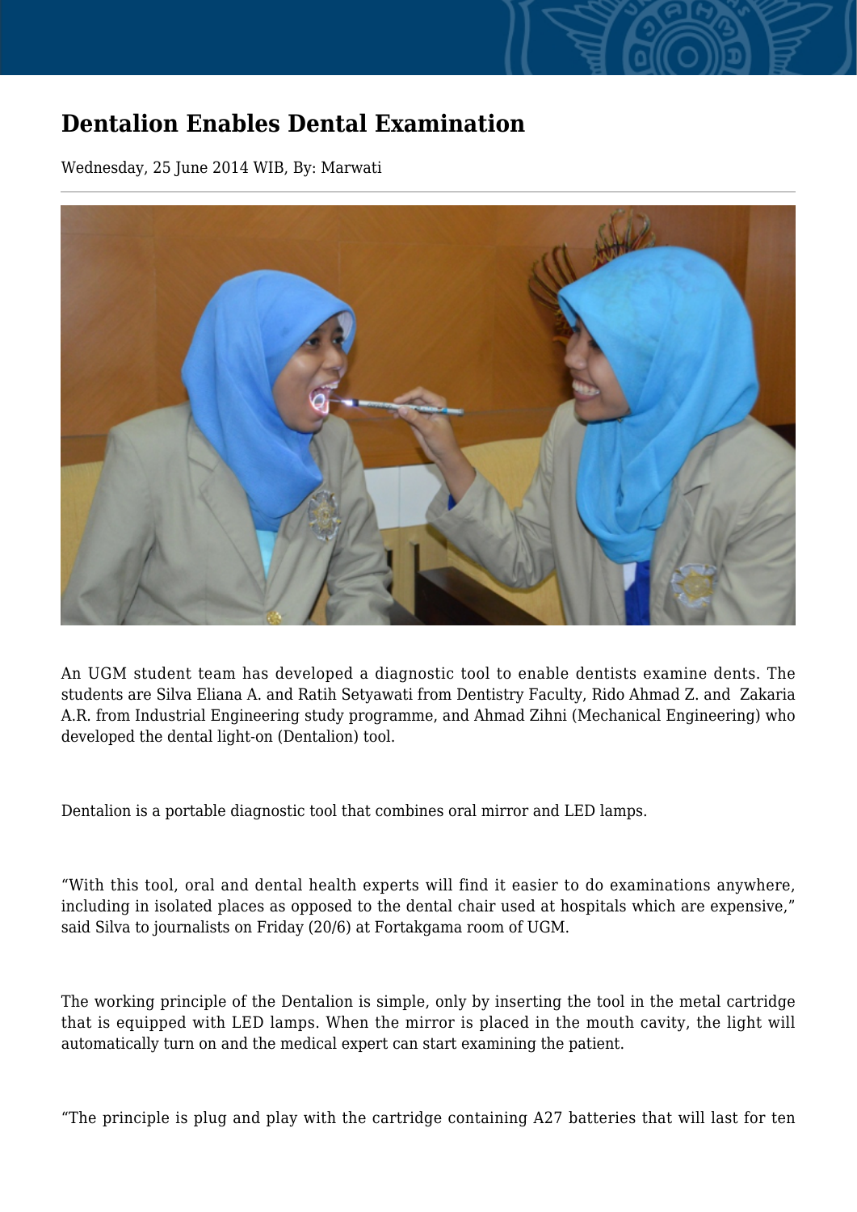# Dentalion Enables Dental Examination

Wednesday, 25 June 2014 WIB, By: Marwati

An UGM student team has developed a diagnostic tool to enable dentists examine dents. The students are Silva Eliana A. and Ratih Setyawati from Dentistry Faculty, Rido Ahmad Z. and Zakaria A.R. from Industrial Engineering study programme, and Ahmad Zihni (Mechanical Engineering) who developed the dental light-on (Dentalion) tool.

Dentalion is a portable diagnostic tool that combines oral mirror and LED lamps.

"With this tool, oral and dental health experts will find it easier to do examinations anywhere, including in isolated places as opposed to the dental chair used at hospitals which are expensive," said Silva to journalists on Friday (20/6) at Fortakgama room of UGM.

The working principle of the Dentalion is simple, only by inserting the tool in the metal cartridge that is equipped with LED lamps. When the mirror is placed in the mouth cavity, the light will automatically turn on and the medical expert can start examining the patient.

"The principle is plug and play with the cartridge containing A27 batteries that will last for ten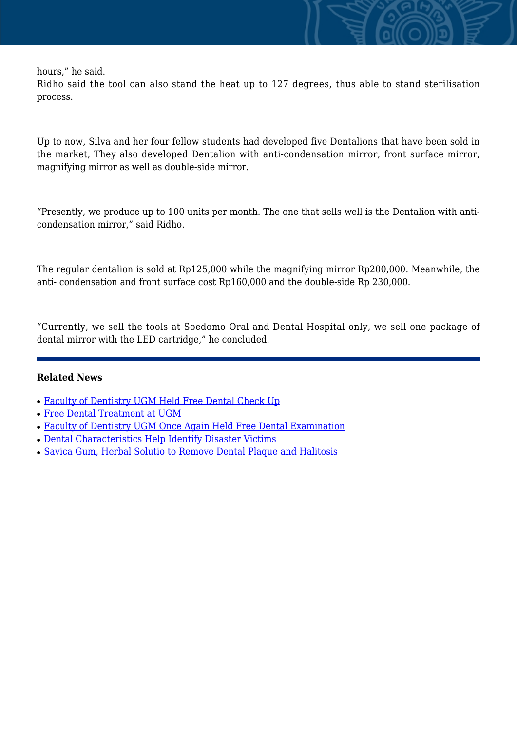hours," he said.

Ridho said the tool can also stand the heat up to 127 degrees, thus able to stand sterilisation process.

Up to now, Silva and her four fellow students had developed five Dentalions that have been sold in the market, They also developed Dentalion with anti-condensation mirror, front surface mirror, magnifying mirror as well as double-side mirror.

"Presently, we produce up to 100 units per month. The one that sells well is the Dentalion with anti-condensation mirror," said Ridho.

The regular dentalion is sold at Rp125,000 while the magnifying mirror Rp200,000. Meanwhile, the anti- condensation and front surface cost Rp160,000 and the double-side Rp 230,000.

"Currently, we sell the tools at Soedomo Oral and Dental Hospital only, we sell one package of dental mirror with the LED cartridge," he concluded.

---

**Related News**

- Faculty of Dentistry UGM Held Free Dental Check Up
- Free Dental Treatment at UGM
- Faculty of Dentistry UGM Once Again Held Free Dental Examination
- Dental Characteristics Help Identify Disaster Victims
- Savica Gum, Herbal Solutio to Remove Dental Plaque and Halitosis